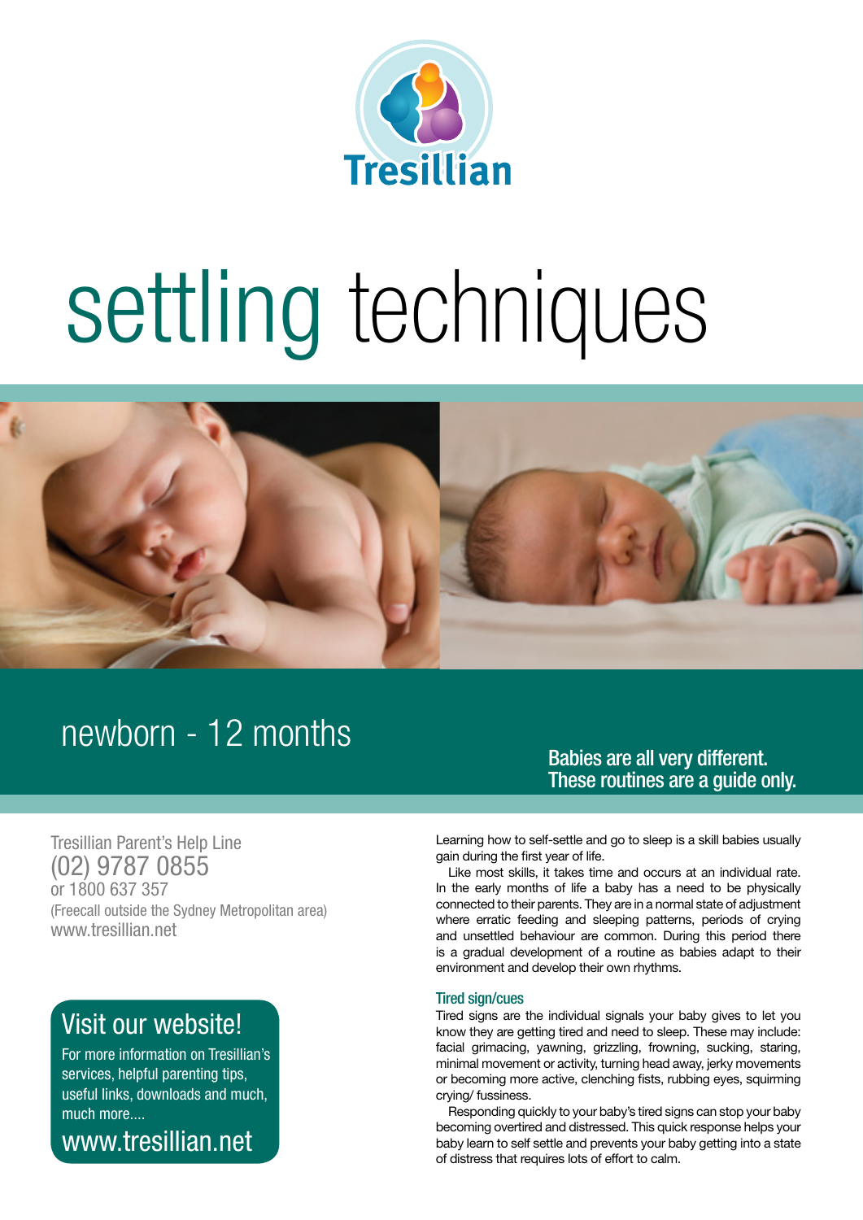Tresillian

# settling techniques

## newborn - 12 months

**Babies are all very different. These routines are a guide only.**

Tresillian Parent's Help Line
(02) 9787 0855
or 1800 637 357
(Freecall outside the Sydney Metropolitan area)
www.tresillian.net

**Visit our website!**

For more information on Tresillian's services, helpful parenting tips, useful links, downloads and much, much more....

www.tresillian.net

Learning how to self-settle and go to sleep is a skill babies usually gain during the first year of life.

Like most skills, it takes time and occurs at an individual rate. In the early months of life a baby has a need to be physically connected to their parents. They are in a normal state of adjustment where erratic feeding and sleeping patterns, periods of crying and unsettled behaviour are common. During this period there is a gradual development of a routine as babies adapt to their environment and develop their own rhythms.

### Tired sign/cues

Tired signs are the individual signals your baby gives to let you know they are getting tired and need to sleep. These may include: facial grimacing, yawning, grizzling, frowning, sucking, staring, minimal movement or activity, turning head away, jerky movements or becoming more active, clenching fists, rubbing eyes, squirming crying/ fussiness.

Responding quickly to your baby's tired signs can stop your baby becoming overtired and distressed. This quick response helps your baby learn to self settle and prevents your baby getting into a state of distress that requires lots of effort to calm.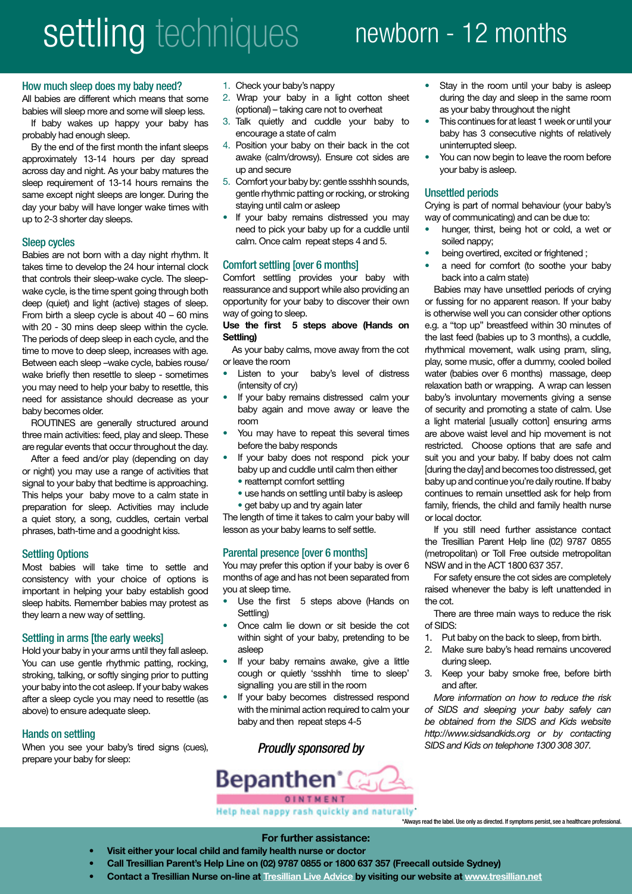# settling techniques newborn - 12 months

## How much sleep does my baby need?

All babies are different which means that some babies will sleep more and some will sleep less.

If baby wakes up happy your baby has probably had enough sleep.

By the end of the first month the infant sleeps approximately 13-14 hours per day spread across day and night. As your baby matures the sleep requirement of 13-14 hours remains the same except night sleeps are longer. During the day your baby will have longer wake times with up to 2-3 shorter day sleeps.

## Sleep cycles

Babies are not born with a day night rhythm. It takes time to develop the 24 hour internal clock that controls their sleep-wake cycle. The sleep-wake cycle, is the time spent going through both deep (quiet) and light (active) stages of sleep. From birth a sleep cycle is about 40 – 60 mins with 20 - 30 mins deep sleep within the cycle. The periods of deep sleep in each cycle, and the time to move to deep sleep, increases with age. Between each sleep –wake cycle, babies rouse/ wake briefly then resettle to sleep - sometimes you may need to help your baby to resettle, this need for assistance should decrease as your baby becomes older.

ROUTINES are generally structured around three main activities: feed, play and sleep. These are regular events that occur throughout the day.

After a feed and/or play (depending on day or night) you may use a range of activities that signal to your baby that bedtime is approaching. This helps your baby move to a calm state in preparation for sleep. Activities may include a quiet story, a song, cuddles, certain verbal phrases, bath-time and a goodnight kiss.

## Settling Options

Most babies will take time to settle and consistency with your choice of options is important in helping your baby establish good sleep habits. Remember babies may protest as they learn a new way of settling.

## Settling in arms [the early weeks]

Hold your baby in your arms until they fall asleep. You can use gentle rhythmic patting, rocking, stroking, talking, or softly singing prior to putting your baby into the cot asleep. If your baby wakes after a sleep cycle you may need to resettle (as above) to ensure adequate sleep.

## Hands on settling

When you see your baby's tired signs (cues), prepare your baby for sleep:

1. Check your baby's nappy
2. Wrap your baby in a light cotton sheet (optional) – taking care not to overheat
3. Talk quietly and cuddle your baby to encourage a state of calm
4. Position your baby on their back in the cot awake (calm/drowsy). Ensure cot sides are up and secure
5. Comfort your baby by: gentle ssshhh sounds, gentle rhythmic patting or rocking, or stroking staying until calm or asleep

- If your baby remains distressed you may need to pick your baby up for a cuddle until calm. Once calm repeat steps 4 and 5.

## Comfort settling [over 6 months]

Comfort settling provides your baby with reassurance and support while also providing an opportunity for your baby to discover their own way of going to sleep.

**Use the first 5 steps above (Hands on Settling)**

As your baby calms, move away from the cot or leave the room

- Listen to your baby's level of distress (intensity of cry)
- If your baby remains distressed calm your baby again and move away or leave the room
- You may have to repeat this several times before the baby responds
- If your baby does not respond pick your baby up and cuddle until calm then either
  - reattempt comfort settling
  - use hands on settling until baby is asleep
  - get baby up and try again later

The length of time it takes to calm your baby will lesson as your baby learns to self settle.

## Parental presence [over 6 months]

You may prefer this option if your baby is over 6 months of age and has not been separated from you at sleep time.

- Use the first 5 steps above (Hands on Settling)
- Once calm lie down or sit beside the cot within sight of your baby, pretending to be asleep
- If your baby remains awake, give a little cough or quietly 'ssshhh time to sleep' signalling you are still in the room
- If your baby becomes distressed respond with the minimal action required to calm your baby and then repeat steps 4-5
- Stay in the room until your baby is asleep during the day and sleep in the same room as your baby throughout the night
- This continues for at least 1 week or until your baby has 3 consecutive nights of relatively uninterrupted sleep.
- You can now begin to leave the room before your baby is asleep.

## Unsettled periods

Crying is part of normal behaviour (your baby's way of communicating) and can be due to:

- hunger, thirst, being hot or cold, a wet or soiled nappy;
- being overtired, excited or frightened ;
- a need for comfort (to soothe your baby back into a calm state)

Babies may have unsettled periods of crying or fussing for no apparent reason. If your baby is otherwise well you can consider other options e.g. a "top up" breastfeed within 30 minutes of the last feed (babies up to 3 months), a cuddle, rhythmical movement, walk using pram, sling, play, some music, offer a dummy, cooled boiled water (babies over 6 months) massage, deep relaxation bath or wrapping. A wrap can lessen baby's involuntary movements giving a sense of security and promoting a state of calm. Use a light material [usually cotton] ensuring arms are above waist level and hip movement is not restricted. Choose options that are safe and suit you and your baby. If baby does not calm [during the day] and becomes too distressed, get baby up and continue you're daily routine. If baby continues to remain unsettled ask for help from family, friends, the child and family health nurse or local doctor.

If you still need further assistance contact the Tresillian Parent Help line (02) 9787 0855 (metropolitan) or Toll Free outside metropolitan NSW and in the ACT 1800 637 357.

For safety ensure the cot sides are completely raised whenever the baby is left unattended in the cot.

There are three main ways to reduce the risk of SIDS:

1. Put baby on the back to sleep, from birth.
2. Make sure baby's head remains uncovered during sleep.
3. Keep your baby smoke free, before birth and after.

*More information on how to reduce the risk of SIDS and sleeping your baby safely can be obtained from the SIDS and Kids website http://www.sidsandkids.org or by contacting SIDS and Kids on telephone 1300 308 307.*

*Proudly sponsored by*

Bepanthen® OINTMENT
Help heal nappy rash quickly and naturally*

*Always read the label. Use only as directed. If symptoms persist, see a healthcare professional.

**For further assistance:**

- **Visit either your local child and family health nurse or doctor**
- **Call Tresillian Parent's Help Line on (02) 9787 0855 or 1800 637 357 (Freecall outside Sydney)**
- **Contact a Tresillian Nurse on-line at Tresillian Live Advice by visiting our website at www.tresillian.net**